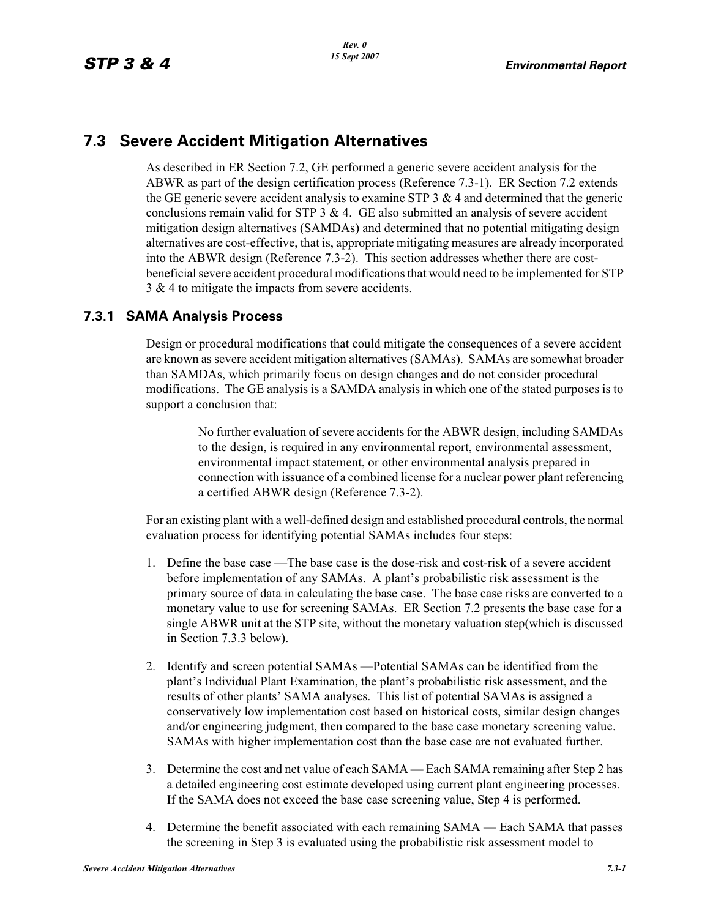# 7.3 Severe Accident Mitigation Alternatives

As described in ER Section 7.2, GE performed a generic severe accident analysis for the ABWR as part of the design certification process (Reference 7.3-1). ER Section 7.2 extends the GE generic severe accident analysis to examine STP 3 & 4 and determined that the generic conclusions remain valid for STP 3 & 4. GE also submitted an analysis of severe accident mitigation design alternatives (SAMDAs) and determined that no potential mitigating design alternatives are cost-effective, that is, appropriate mitigating measures are already incorporated into the ABWR design (Reference 7.3-2). This section addresses whether there are cost-beneficial severe accident procedural modifications that would need to be implemented for STP 3 & 4 to mitigate the impacts from severe accidents.

## 7.3.1 SAMA Analysis Process

Design or procedural modifications that could mitigate the consequences of a severe accident are known as severe accident mitigation alternatives (SAMAs). SAMAs are somewhat broader than SAMDAs, which primarily focus on design changes and do not consider procedural modifications. The GE analysis is a SAMDA analysis in which one of the stated purposes is to support a conclusion that:

> No further evaluation of severe accidents for the ABWR design, including SAMDAs to the design, is required in any environmental report, environmental assessment, environmental impact statement, or other environmental analysis prepared in connection with issuance of a combined license for a nuclear power plant referencing a certified ABWR design (Reference 7.3-2).

For an existing plant with a well-defined design and established procedural controls, the normal evaluation process for identifying potential SAMAs includes four steps:

1. Define the base case —The base case is the dose-risk and cost-risk of a severe accident before implementation of any SAMAs. A plant's probabilistic risk assessment is the primary source of data in calculating the base case. The base case risks are converted to a monetary value to use for screening SAMAs. ER Section 7.2 presents the base case for a single ABWR unit at the STP site, without the monetary valuation step(which is discussed in Section 7.3.3 below).
2. Identify and screen potential SAMAs —Potential SAMAs can be identified from the plant's Individual Plant Examination, the plant's probabilistic risk assessment, and the results of other plants' SAMA analyses. This list of potential SAMAs is assigned a conservatively low implementation cost based on historical costs, similar design changes and/or engineering judgment, then compared to the base case monetary screening value. SAMAs with higher implementation cost than the base case are not evaluated further.
3. Determine the cost and net value of each SAMA — Each SAMA remaining after Step 2 has a detailed engineering cost estimate developed using current plant engineering processes. If the SAMA does not exceed the base case screening value, Step 4 is performed.
4. Determine the benefit associated with each remaining SAMA — Each SAMA that passes the screening in Step 3 is evaluated using the probabilistic risk assessment model to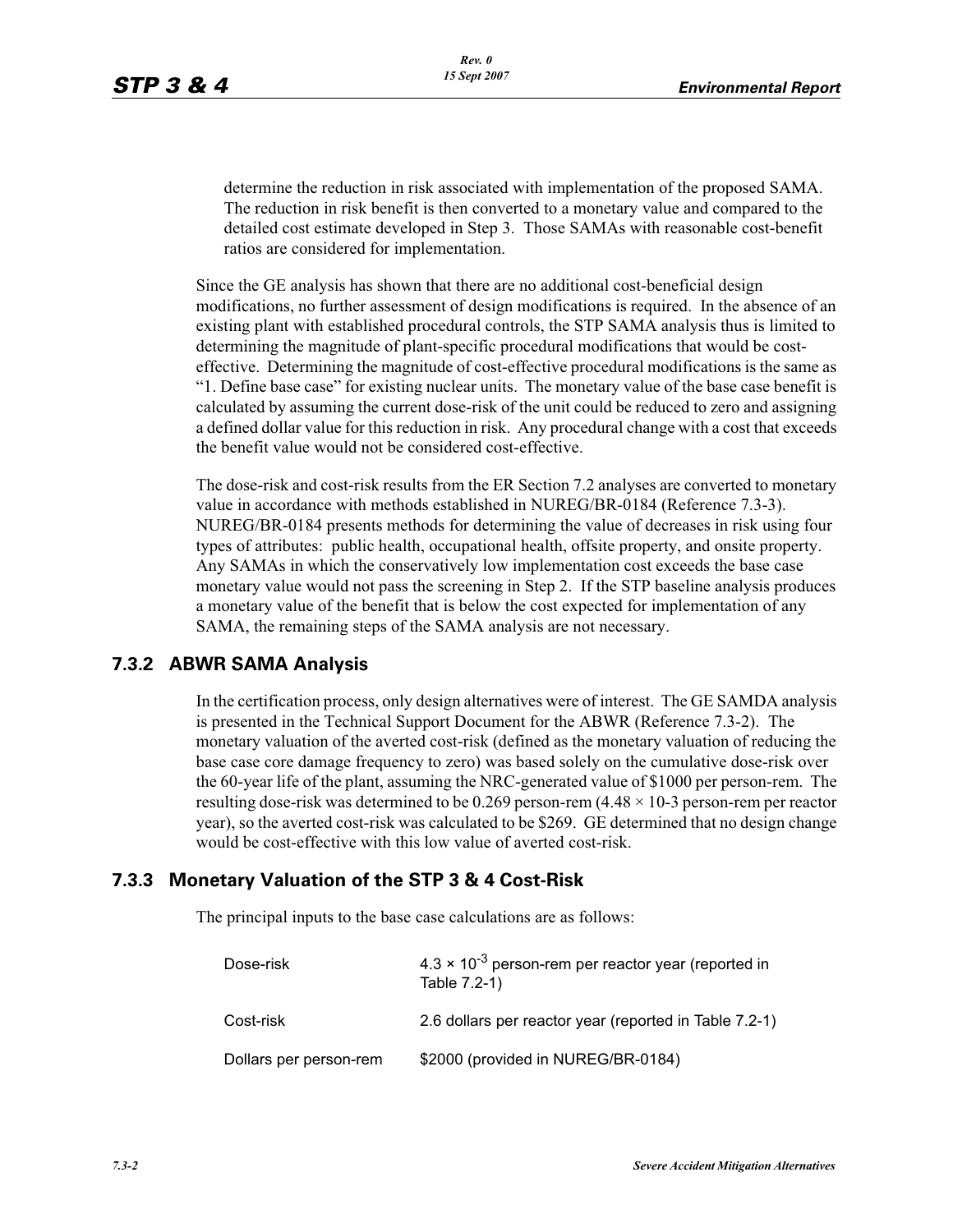determine the reduction in risk associated with implementation of the proposed SAMA. The reduction in risk benefit is then converted to a monetary value and compared to the detailed cost estimate developed in Step 3. Those SAMAs with reasonable cost-benefit ratios are considered for implementation.

Since the GE analysis has shown that there are no additional cost-beneficial design modifications, no further assessment of design modifications is required. In the absence of an existing plant with established procedural controls, the STP SAMA analysis thus is limited to determining the magnitude of plant-specific procedural modifications that would be cost-effective. Determining the magnitude of cost-effective procedural modifications is the same as "1. Define base case" for existing nuclear units. The monetary value of the base case benefit is calculated by assuming the current dose-risk of the unit could be reduced to zero and assigning a defined dollar value for this reduction in risk. Any procedural change with a cost that exceeds the benefit value would not be considered cost-effective.

The dose-risk and cost-risk results from the ER Section 7.2 analyses are converted to monetary value in accordance with methods established in NUREG/BR-0184 (Reference 7.3-3). NUREG/BR-0184 presents methods for determining the value of decreases in risk using four types of attributes: public health, occupational health, offsite property, and onsite property. Any SAMAs in which the conservatively low implementation cost exceeds the base case monetary value would not pass the screening in Step 2. If the STP baseline analysis produces a monetary value of the benefit that is below the cost expected for implementation of any SAMA, the remaining steps of the SAMA analysis are not necessary.

## 7.3.2 ABWR SAMA Analysis

In the certification process, only design alternatives were of interest. The GE SAMDA analysis is presented in the Technical Support Document for the ABWR (Reference 7.3-2). The monetary valuation of the averted cost-risk (defined as the monetary valuation of reducing the base case core damage frequency to zero) was based solely on the cumulative dose-risk over the 60-year life of the plant, assuming the NRC-generated value of \$1000 per person-rem. The resulting dose-risk was determined to be 0.269 person-rem ($4.48 \times 10^{-3}$ person-rem per reactor year), so the averted cost-risk was calculated to be \$269. GE determined that no design change would be cost-effective with this low value of averted cost-risk.

## 7.3.3 Monetary Valuation of the STP 3 & 4 Cost-Risk

The principal inputs to the base case calculations are as follows:

| | |
|---|---|
| Dose-risk | $4.3 \times 10^{-3}$ person-rem per reactor year (reported in Table 7.2-1) |
| Cost-risk | 2.6 dollars per reactor year (reported in Table 7.2-1) |
| Dollars per person-rem | \$2000 (provided in NUREG/BR-0184) |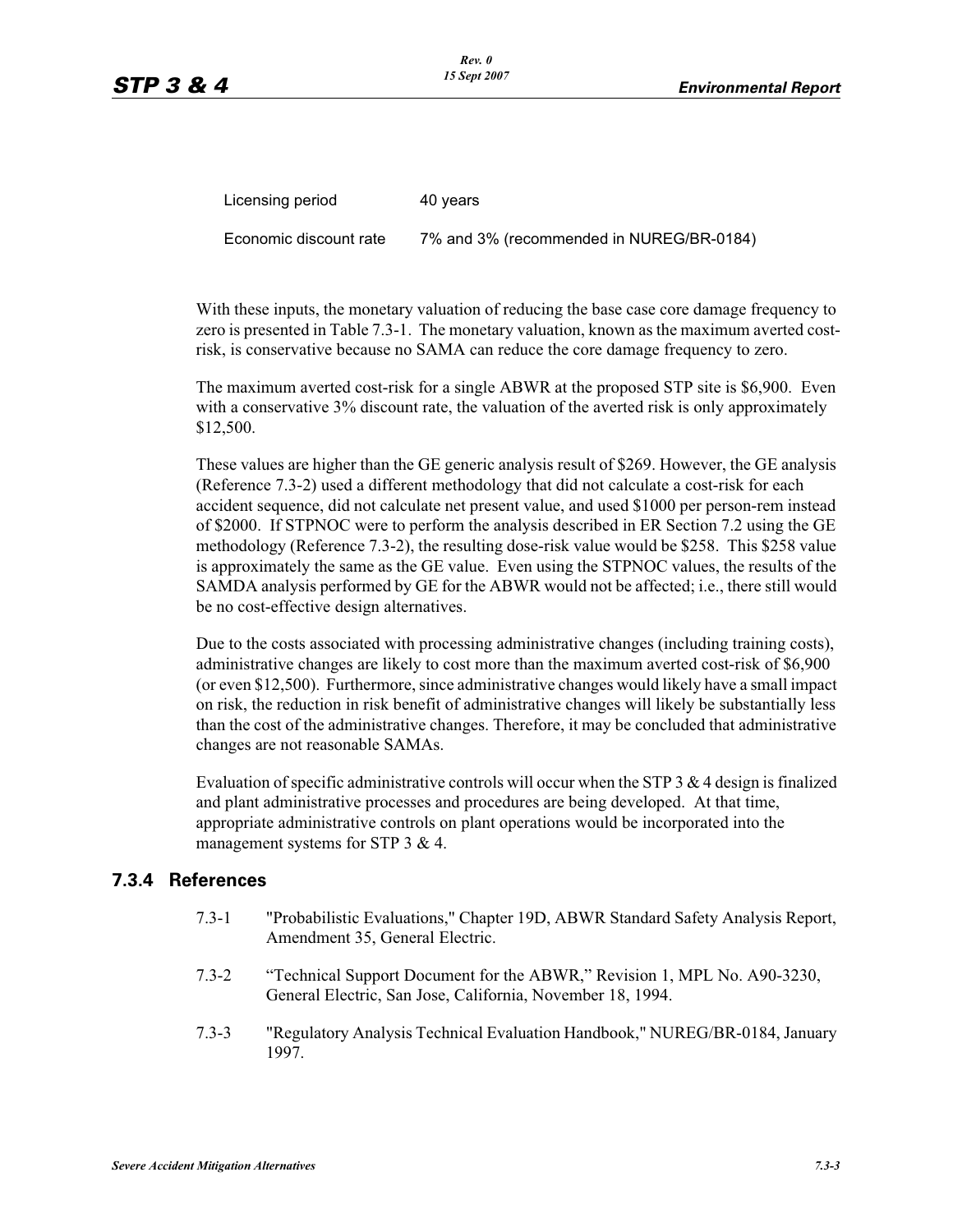| Licensing period | 40 years |
|---|---|
| Economic discount rate | 7% and 3% (recommended in NUREG/BR-0184) |

With these inputs, the monetary valuation of reducing the base case core damage frequency to zero is presented in Table 7.3-1. The monetary valuation, known as the maximum averted cost-risk, is conservative because no SAMA can reduce the core damage frequency to zero.

The maximum averted cost-risk for a single ABWR at the proposed STP site is $6,900. Even with a conservative 3% discount rate, the valuation of the averted risk is only approximately $12,500.

These values are higher than the GE generic analysis result of $269. However, the GE analysis (Reference 7.3-2) used a different methodology that did not calculate a cost-risk for each accident sequence, did not calculate net present value, and used $1000 per person-rem instead of $2000. If STPNOC were to perform the analysis described in ER Section 7.2 using the GE methodology (Reference 7.3-2), the resulting dose-risk value would be $258. This $258 value is approximately the same as the GE value. Even using the STPNOC values, the results of the SAMDA analysis performed by GE for the ABWR would not be affected; i.e., there still would be no cost-effective design alternatives.

Due to the costs associated with processing administrative changes (including training costs), administrative changes are likely to cost more than the maximum averted cost-risk of $6,900 (or even $12,500). Furthermore, since administrative changes would likely have a small impact on risk, the reduction in risk benefit of administrative changes will likely be substantially less than the cost of the administrative changes. Therefore, it may be concluded that administrative changes are not reasonable SAMAs.

Evaluation of specific administrative controls will occur when the STP 3 & 4 design is finalized and plant administrative processes and procedures are being developed. At that time, appropriate administrative controls on plant operations would be incorporated into the management systems for STP 3 & 4.

## 7.3.4 References

7.3-1 "Probabilistic Evaluations," Chapter 19D, ABWR Standard Safety Analysis Report, Amendment 35, General Electric.

7.3-2 "Technical Support Document for the ABWR," Revision 1, MPL No. A90-3230, General Electric, San Jose, California, November 18, 1994.

7.3-3 "Regulatory Analysis Technical Evaluation Handbook," NUREG/BR-0184, January 1997.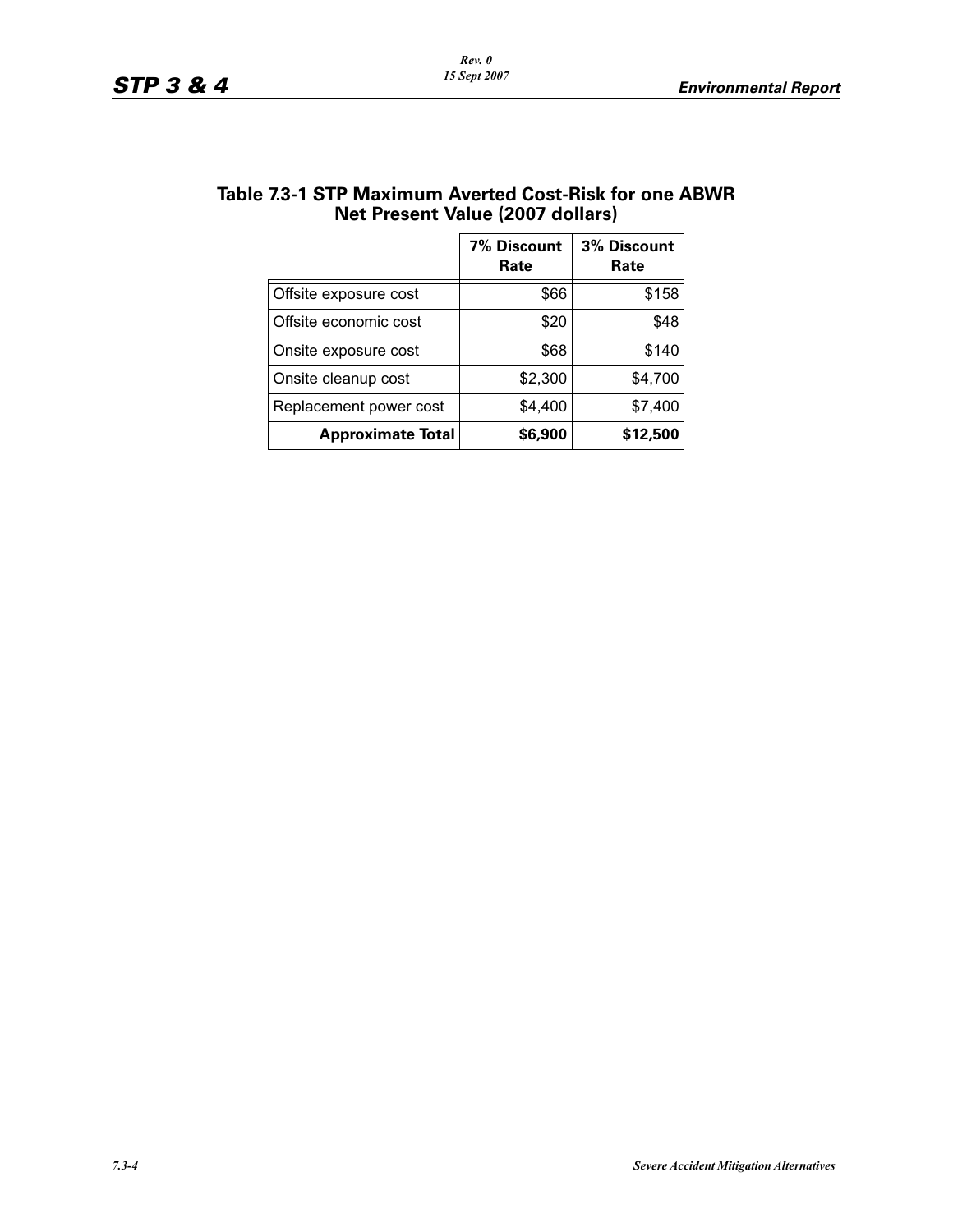**Table 7.3-1 STP Maximum Averted Cost-Risk for one ABWR Net Present Value (2007 dollars)**

| | 7% Discount Rate | 3% Discount Rate |
|---|---|---|
| Offsite exposure cost | $66 | $158 |
| Offsite economic cost | $20 | $48 |
| Onsite exposure cost | $68 | $140 |
| Onsite cleanup cost | $2,300 | $4,700 |
| Replacement power cost | $4,400 | $7,400 |
| **Approximate Total** | **$6,900** | **$12,500** |